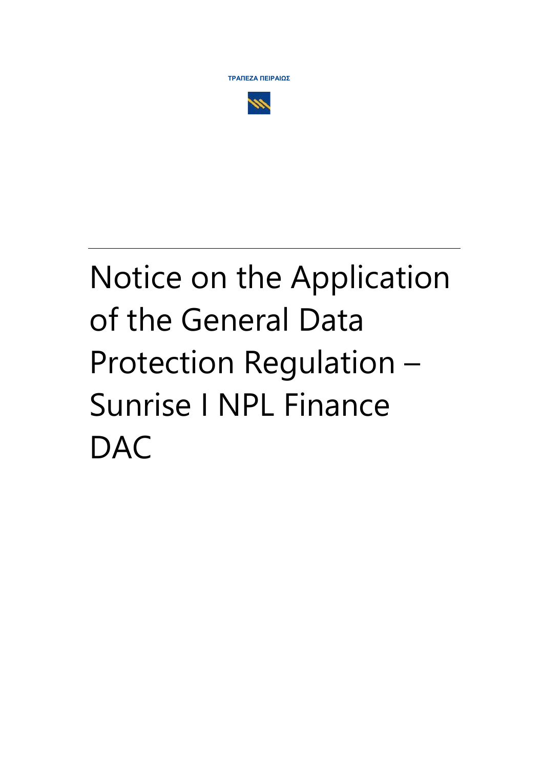ΤΡΑΠΕΖΑ ΠΕΙΡΑΙΩΣ

# Notice on the Application of the General Data Protection Regulation – Sunrise I NPL Finance DAC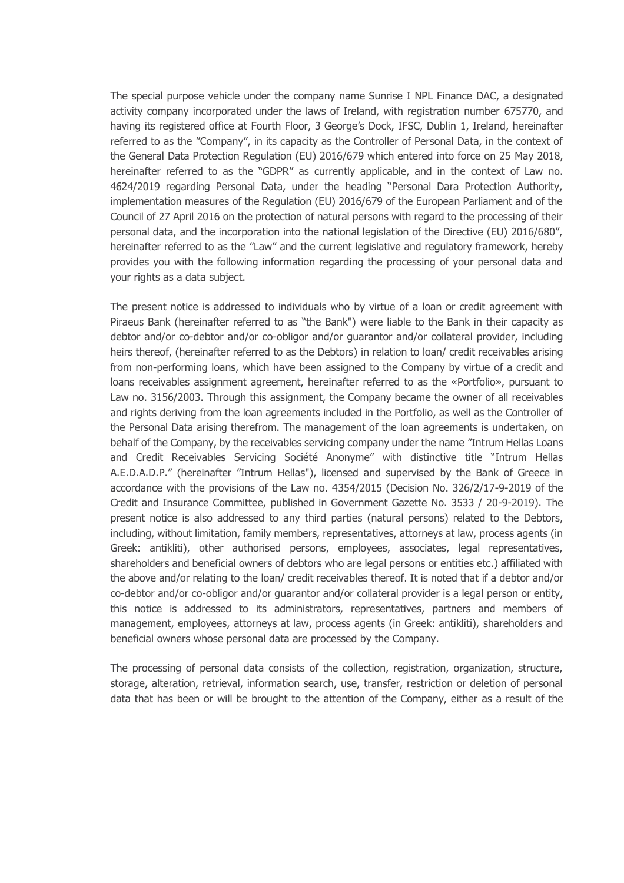The special purpose vehicle under the company name Sunrise I NPL Finance DAC, a designated activity company incorporated under the laws of Ireland, with registration number 675770, and having its registered office at Fourth Floor, 3 George's Dock, IFSC, Dublin 1, Ireland, hereinafter referred to as the "Company", in its capacity as the Controller of Personal Data, in the context of the General Data Protection Regulation (EU) 2016/679 which entered into force on 25 May 2018, hereinafter referred to as the "GDPR" as currently applicable, and in the context of Law no. 4624/2019 regarding Personal Data, under the heading "Personal Dara Protection Authority, implementation measures of the Regulation (EU) 2016/679 of the European Parliament and of the Council of 27 April 2016 on the protection of natural persons with regard to the processing of their personal data, and the incorporation into the national legislation of the Directive (EU) 2016/680", hereinafter referred to as the "Law" and the current legislative and regulatory framework, hereby provides you with the following information regarding the processing of your personal data and your rights as a data subject.

The present notice is addressed to individuals who by virtue of a loan or credit agreement with Piraeus Bank (hereinafter referred to as "the Bank") were liable to the Bank in their capacity as debtor and/or co-debtor and/or co-obligor and/or guarantor and/or collateral provider, including heirs thereof, (hereinafter referred to as the Debtors) in relation to loan/ credit receivables arising from non-performing loans, which have been assigned to the Company by virtue of a credit and loans receivables assignment agreement, hereinafter referred to as the «Portfolio», pursuant to Law no. 3156/2003. Through this assignment, the Company became the owner of all receivables and rights deriving from the loan agreements included in the Portfolio, as well as the Controller of the Personal Data arising therefrom. The management of the loan agreements is undertaken, on behalf of the Company, by the receivables servicing company under the name "Intrum Hellas Loans and Credit Receivables Servicing Société Anonyme" with distinctive title "Intrum Hellas A.E.D.A.D.P." (hereinafter "Intrum Hellas"), licensed and supervised by the Bank of Greece in accordance with the provisions of the Law no. 4354/2015 (Decision No. 326/2/17-9-2019 of the Credit and Insurance Committee, published in Government Gazette No. 3533 / 20-9-2019). The present notice is also addressed to any third parties (natural persons) related to the Debtors, including, without limitation, family members, representatives, attorneys at law, process agents (in Greek: antikliti), other authorised persons, employees, associates, legal representatives, shareholders and beneficial owners of debtors who are legal persons or entities etc.) affiliated with the above and/or relating to the loan/ credit receivables thereof. It is noted that if a debtor and/or co-debtor and/or co-obligor and/or guarantor and/or collateral provider is a legal person or entity, this notice is addressed to its administrators, representatives, partners and members of management, employees, attorneys at law, process agents (in Greek: antikliti), shareholders and beneficial owners whose personal data are processed by the Company.

The processing of personal data consists of the collection, registration, organization, structure, storage, alteration, retrieval, information search, use, transfer, restriction or deletion of personal data that has been or will be brought to the attention of the Company, either as a result of the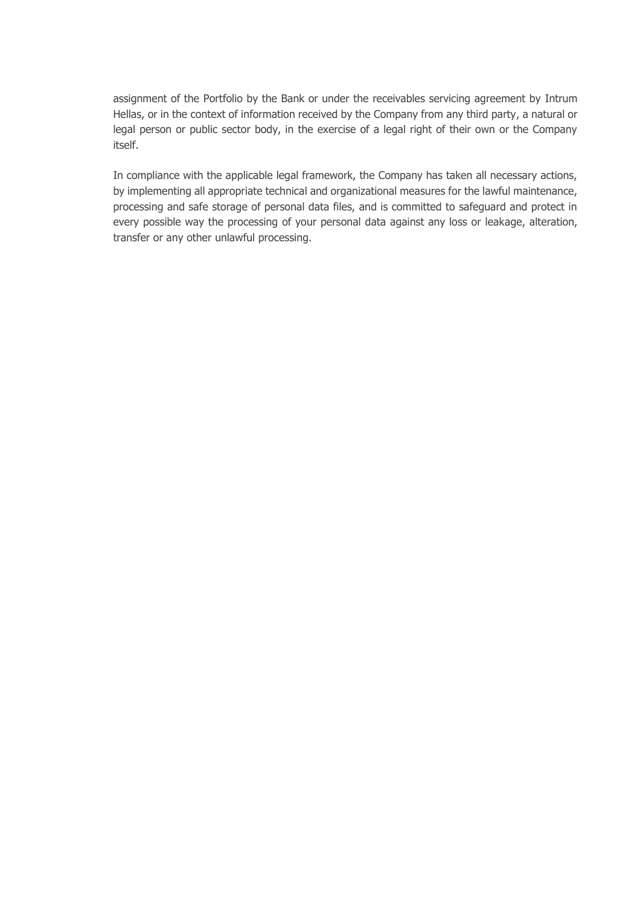assignment of the Portfolio by the Bank or under the receivables servicing agreement by Intrum Hellas, or in the context of information received by the Company from any third party, a natural or legal person or public sector body, in the exercise of a legal right of their own or the Company itself.

In compliance with the applicable legal framework, the Company has taken all necessary actions, by implementing all appropriate technical and organizational measures for the lawful maintenance, processing and safe storage of personal data files, and is committed to safeguard and protect in every possible way the processing of your personal data against any loss or leakage, alteration, transfer or any other unlawful processing.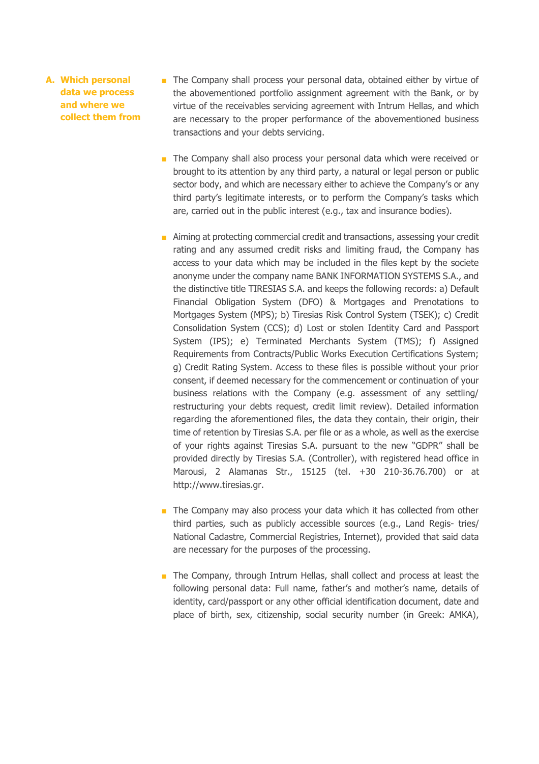### A. Which personal data we process and where we collect them from

- The Company shall process your personal data, obtained either by virtue of the abovementioned portfolio assignment agreement with the Bank, or by virtue of the receivables servicing agreement with Intrum Hellas, and which are necessary to the proper performance of the abovementioned business transactions and your debts servicing.

- The Company shall also process your personal data which were received or brought to its attention by any third party, a natural or legal person or public sector body, and which are necessary either to achieve the Company's or any third party's legitimate interests, or to perform the Company's tasks which are, carried out in the public interest (e.g., tax and insurance bodies).

- Aiming at protecting commercial credit and transactions, assessing your credit rating and any assumed credit risks and limiting fraud, the Company has access to your data which may be included in the files kept by the societe anonyme under the company name BANK INFORMATION SYSTEMS S.A., and the distinctive title TIRESIAS S.A. and keeps the following records: a) Default Financial Obligation System (DFO) & Mortgages and Prenotations to Mortgages System (MPS); b) Tiresias Risk Control System (TSEK); c) Credit Consolidation System (CCS); d) Lost or stolen Identity Card and Passport System (IPS); e) Terminated Merchants System (TMS); f) Assigned Requirements from Contracts/Public Works Execution Certifications System; g) Credit Rating System. Access to these files is possible without your prior consent, if deemed necessary for the commencement or continuation of your business relations with the Company (e.g. assessment of any settling/ restructuring your debts request, credit limit review). Detailed information regarding the aforementioned files, the data they contain, their origin, their time of retention by Tiresias S.A. per file or as a whole, as well as the exercise of your rights against Tiresias S.A. pursuant to the new "GDPR" shall be provided directly by Tiresias S.A. (Controller), with registered head office in Marousi, 2 Alamanas Str., 15125 (tel. +30 210-36.76.700) or at http://www.tiresias.gr.

- The Company may also process your data which it has collected from other third parties, such as publicly accessible sources (e.g., Land Regis- tries/ National Cadastre, Commercial Registries, Internet), provided that said data are necessary for the purposes of the processing.

- The Company, through Intrum Hellas, shall collect and process at least the following personal data: Full name, father's and mother's name, details of identity, card/passport or any other official identification document, date and place of birth, sex, citizenship, social security number (in Greek: AMKA),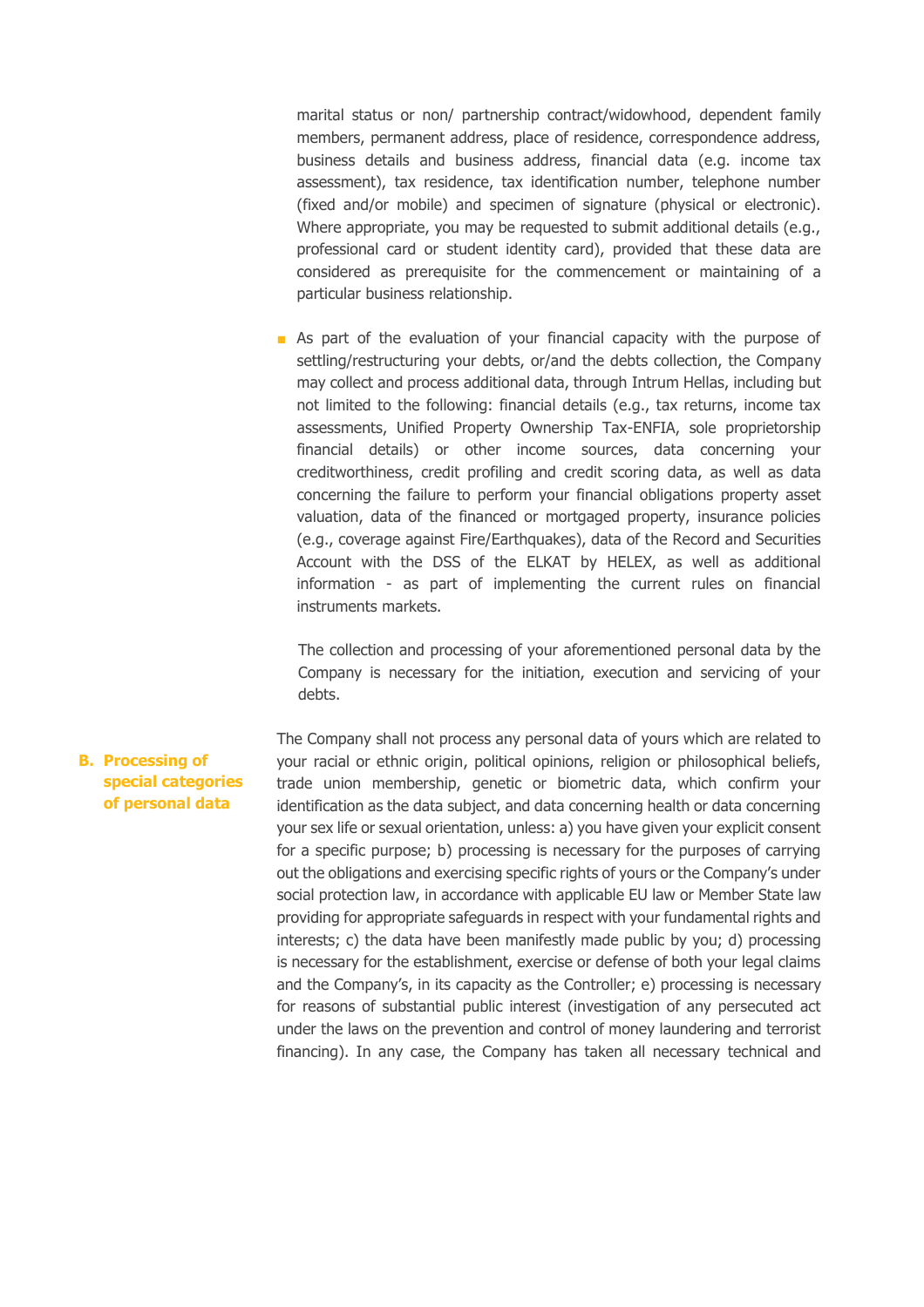marital status or non/ partnership contract/widowhood, dependent family members, permanent address, place of residence, correspondence address, business details and business address, financial data (e.g. income tax assessment), tax residence, tax identification number, telephone number (fixed and/or mobile) and specimen of signature (physical or electronic). Where appropriate, you may be requested to submit additional details (e.g., professional card or student identity card), provided that these data are considered as prerequisite for the commencement or maintaining of a particular business relationship.

- As part of the evaluation of your financial capacity with the purpose of settling/restructuring your debts, or/and the debts collection, the Company may collect and process additional data, through Intrum Hellas, including but not limited to the following: financial details (e.g., tax returns, income tax assessments, Unified Property Ownership Tax-ENFIA, sole proprietorship financial details) or other income sources, data concerning your creditworthiness, credit profiling and credit scoring data, as well as data concerning the failure to perform your financial obligations property asset valuation, data of the financed or mortgaged property, insurance policies (e.g., coverage against Fire/Earthquakes), data of the Record and Securities Account with the DSS of the ELKAT by HELEX, as well as additional information - as part of implementing the current rules on financial instruments markets.

  The collection and processing of your aforementioned personal data by the Company is necessary for the initiation, execution and servicing of your debts.

## B. Processing of special categories of personal data

The Company shall not process any personal data of yours which are related to your racial or ethnic origin, political opinions, religion or philosophical beliefs, trade union membership, genetic or biometric data, which confirm your identification as the data subject, and data concerning health or data concerning your sex life or sexual orientation, unless: a) you have given your explicit consent for a specific purpose; b) processing is necessary for the purposes of carrying out the obligations and exercising specific rights of yours or the Company's under social protection law, in accordance with applicable EU law or Member State law providing for appropriate safeguards in respect with your fundamental rights and interests; c) the data have been manifestly made public by you; d) processing is necessary for the establishment, exercise or defense of both your legal claims and the Company's, in its capacity as the Controller; e) processing is necessary for reasons of substantial public interest (investigation of any persecuted act under the laws on the prevention and control of money laundering and terrorist financing). In any case, the Company has taken all necessary technical and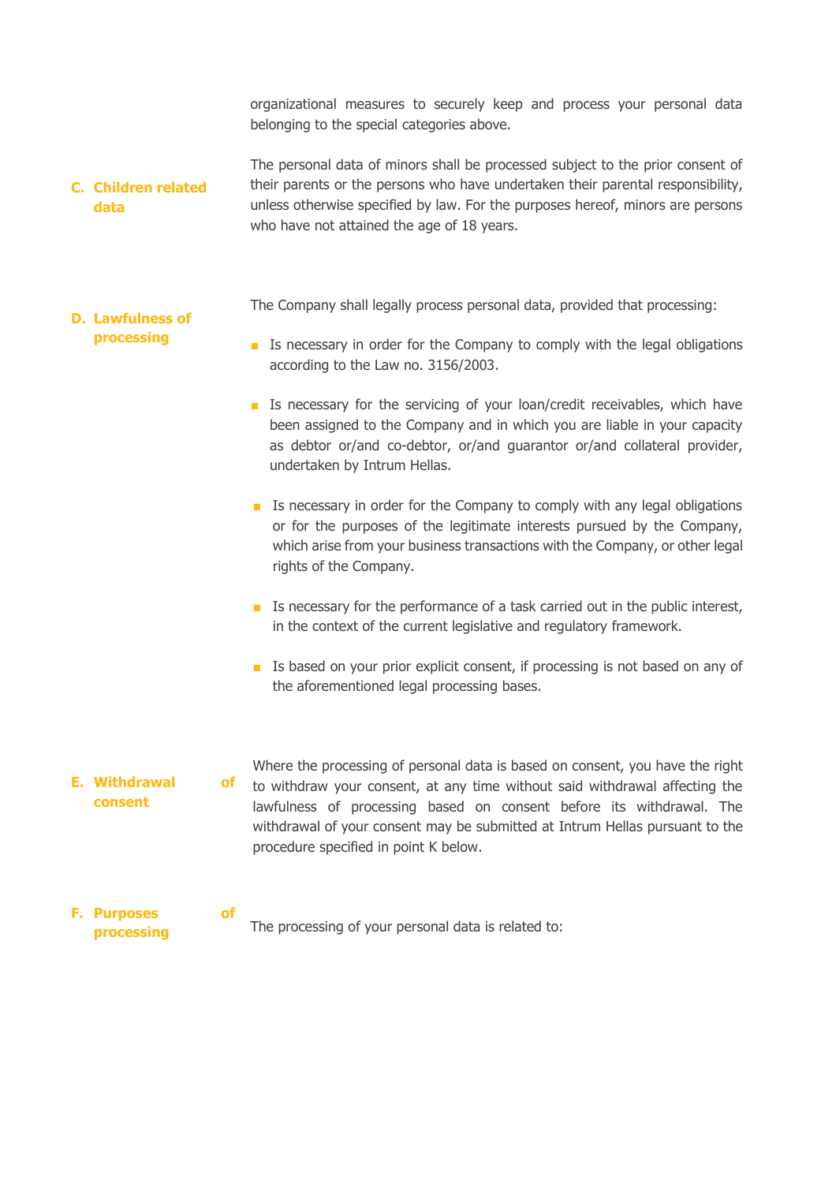organizational measures to securely keep and process your personal data belonging to the special categories above.

### C. Children related data

The personal data of minors shall be processed subject to the prior consent of their parents or the persons who have undertaken their parental responsibility, unless otherwise specified by law. For the purposes hereof, minors are persons who have not attained the age of 18 years.

### D. Lawfulness of processing

The Company shall legally process personal data, provided that processing:

- Is necessary in order for the Company to comply with the legal obligations according to the Law no. 3156/2003.
- Is necessary for the servicing of your loan/credit receivables, which have been assigned to the Company and in which you are liable in your capacity as debtor or/and co-debtor, or/and guarantor or/and collateral provider, undertaken by Intrum Hellas.
- Is necessary in order for the Company to comply with any legal obligations or for the purposes of the legitimate interests pursued by the Company, which arise from your business transactions with the Company, or other legal rights of the Company.
- Is necessary for the performance of a task carried out in the public interest, in the context of the current legislative and regulatory framework.
- Is based on your prior explicit consent, if processing is not based on any of the aforementioned legal processing bases.

### E. Withdrawal of consent

Where the processing of personal data is based on consent, you have the right to withdraw your consent, at any time without said withdrawal affecting the lawfulness of processing based on consent before its withdrawal. The withdrawal of your consent may be submitted at Intrum Hellas pursuant to the procedure specified in point K below.

### F. Purposes of processing

The processing of your personal data is related to: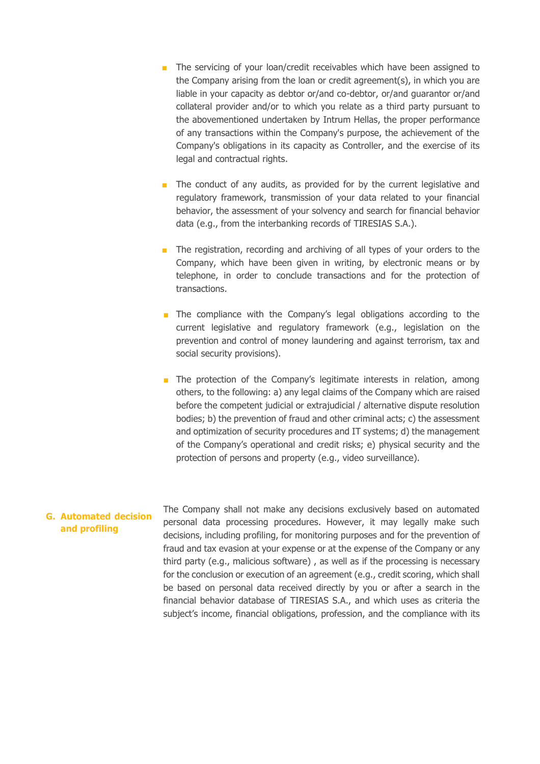- The servicing of your loan/credit receivables which have been assigned to the Company arising from the loan or credit agreement(s), in which you are liable in your capacity as debtor or/and co-debtor, or/and guarantor or/and collateral provider and/or to which you relate as a third party pursuant to the abovementioned undertaken by Intrum Hellas, the proper performance of any transactions within the Company's purpose, the achievement of the Company's obligations in its capacity as Controller, and the exercise of its legal and contractual rights.

- The conduct of any audits, as provided for by the current legislative and regulatory framework, transmission of your data related to your financial behavior, the assessment of your solvency and search for financial behavior data (e.g., from the interbanking records of TIRESIAS S.A.).

- The registration, recording and archiving of all types of your orders to the Company, which have been given in writing, by electronic means or by telephone, in order to conclude transactions and for the protection of transactions.

- The compliance with the Company's legal obligations according to the current legislative and regulatory framework (e.g., legislation on the prevention and control of money laundering and against terrorism, tax and social security provisions).

- The protection of the Company's legitimate interests in relation, among others, to the following: a) any legal claims of the Company which are raised before the competent judicial or extrajudicial / alternative dispute resolution bodies; b) the prevention of fraud and other criminal acts; c) the assessment and optimization of security procedures and IT systems; d) the management of the Company's operational and credit risks; e) physical security and the protection of persons and property (e.g., video surveillance).

## G. Automated decision and profiling

The Company shall not make any decisions exclusively based on automated personal data processing procedures. However, it may legally make such decisions, including profiling, for monitoring purposes and for the prevention of fraud and tax evasion at your expense or at the expense of the Company or any third party (e.g., malicious software) , as well as if the processing is necessary for the conclusion or execution of an agreement (e.g., credit scoring, which shall be based on personal data received directly by you or after a search in the financial behavior database of TIRESIAS S.A., and which uses as criteria the subject's income, financial obligations, profession, and the compliance with its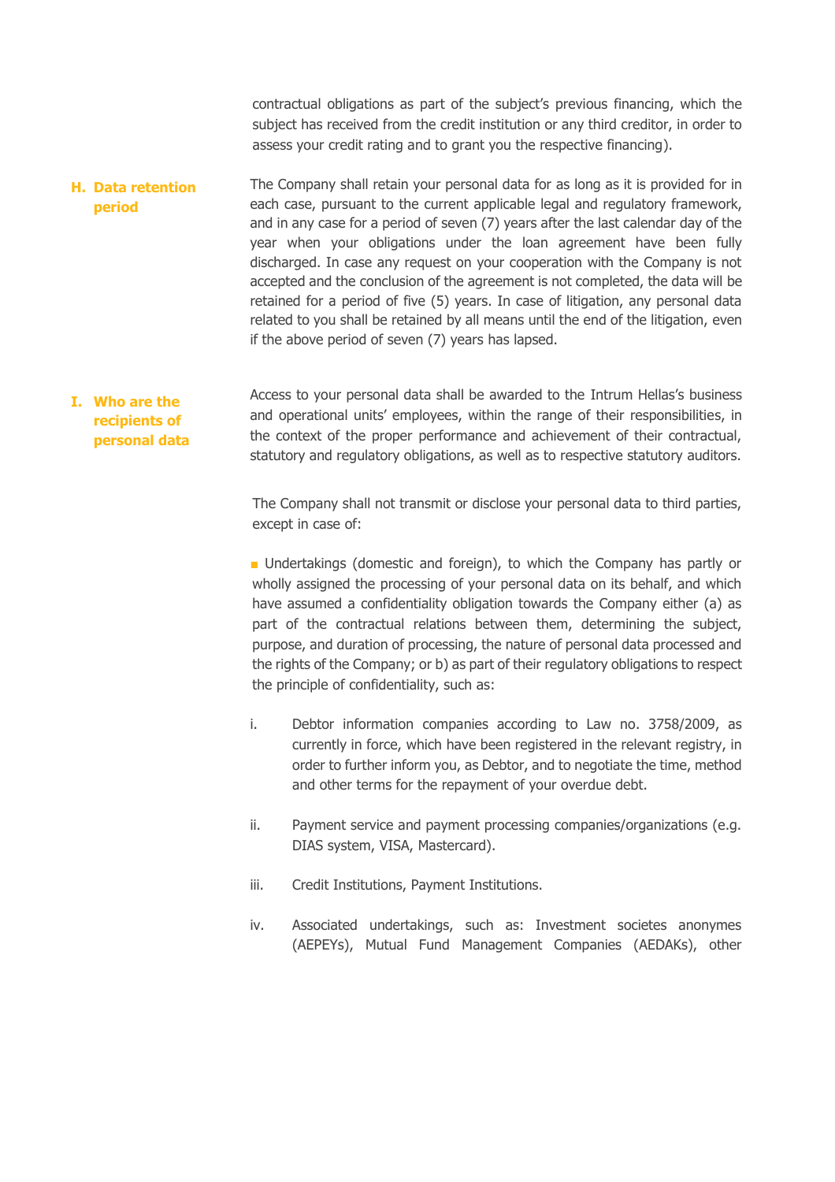contractual obligations as part of the subject's previous financing, which the subject has received from the credit institution or any third creditor, in order to assess your credit rating and to grant you the respective financing).

## H. Data retention period

The Company shall retain your personal data for as long as it is provided for in each case, pursuant to the current applicable legal and regulatory framework, and in any case for a period of seven (7) years after the last calendar day of the year when your obligations under the loan agreement have been fully discharged. In case any request on your cooperation with the Company is not accepted and the conclusion of the agreement is not completed, the data will be retained for a period of five (5) years. In case of litigation, any personal data related to you shall be retained by all means until the end of the litigation, even if the above period of seven (7) years has lapsed.

## I. Who are the recipients of personal data

Access to your personal data shall be awarded to the Intrum Hellas's business and operational units' employees, within the range of their responsibilities, in the context of the proper performance and achievement of their contractual, statutory and regulatory obligations, as well as to respective statutory auditors.

The Company shall not transmit or disclose your personal data to third parties, except in case of:

- Undertakings (domestic and foreign), to which the Company has partly or wholly assigned the processing of your personal data on its behalf, and which have assumed a confidentiality obligation towards the Company either (a) as part of the contractual relations between them, determining the subject, purpose, and duration of processing, the nature of personal data processed and the rights of the Company; or b) as part of their regulatory obligations to respect the principle of confidentiality, such as:

  i. Debtor information companies according to Law no. 3758/2009, as currently in force, which have been registered in the relevant registry, in order to further inform you, as Debtor, and to negotiate the time, method and other terms for the repayment of your overdue debt.

  ii. Payment service and payment processing companies/organizations (e.g. DIAS system, VISA, Mastercard).

  iii. Credit Institutions, Payment Institutions.

  iv. Associated undertakings, such as: Investment societes anonymes (AEPEYs), Mutual Fund Management Companies (AEDAKs), other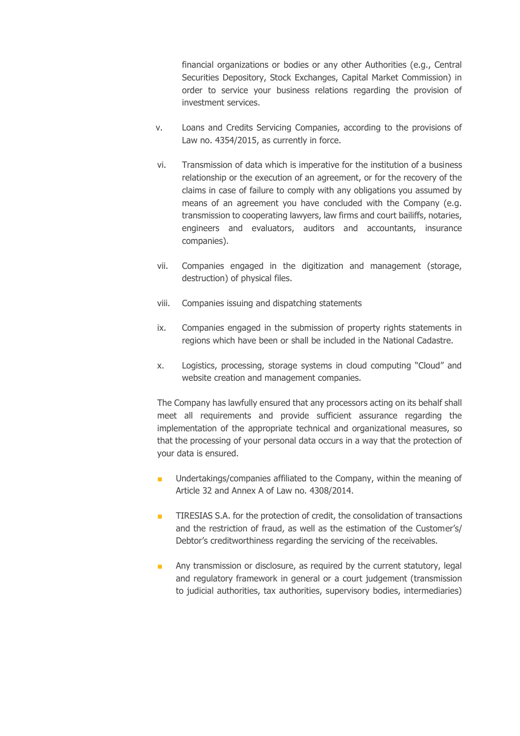financial organizations or bodies or any other Authorities (e.g., Central Securities Depository, Stock Exchanges, Capital Market Commission) in order to service your business relations regarding the provision of investment services.

v. Loans and Credits Servicing Companies, according to the provisions of Law no. 4354/2015, as currently in force.

vi. Transmission of data which is imperative for the institution of a business relationship or the execution of an agreement, or for the recovery of the claims in case of failure to comply with any obligations you assumed by means of an agreement you have concluded with the Company (e.g. transmission to cooperating lawyers, law firms and court bailiffs, notaries, engineers and evaluators, auditors and accountants, insurance companies).

vii. Companies engaged in the digitization and management (storage, destruction) of physical files.

viii. Companies issuing and dispatching statements

ix. Companies engaged in the submission of property rights statements in regions which have been or shall be included in the National Cadastre.

x. Logistics, processing, storage systems in cloud computing "Cloud" and website creation and management companies.

The Company has lawfully ensured that any processors acting on its behalf shall meet all requirements and provide sufficient assurance regarding the implementation of the appropriate technical and organizational measures, so that the processing of your personal data occurs in a way that the protection of your data is ensured.

- Undertakings/companies affiliated to the Company, within the meaning of Article 32 and Annex A of Law no. 4308/2014.
- TIRESIAS S.A. for the protection of credit, the consolidation of transactions and the restriction of fraud, as well as the estimation of the Customer's/ Debtor's creditworthiness regarding the servicing of the receivables.
- Any transmission or disclosure, as required by the current statutory, legal and regulatory framework in general or a court judgement (transmission to judicial authorities, tax authorities, supervisory bodies, intermediaries)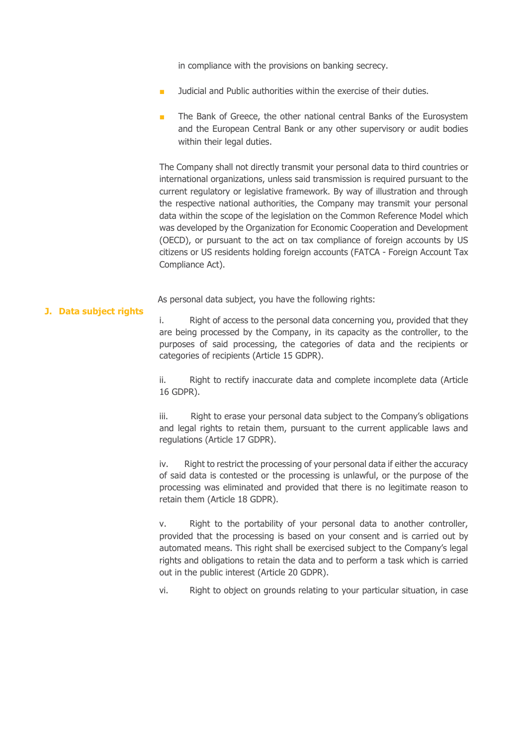in compliance with the provisions on banking secrecy.

- Judicial and Public authorities within the exercise of their duties.
- The Bank of Greece, the other national central Banks of the Eurosystem and the European Central Bank or any other supervisory or audit bodies within their legal duties.

The Company shall not directly transmit your personal data to third countries or international organizations, unless said transmission is required pursuant to the current regulatory or legislative framework. By way of illustration and through the respective national authorities, the Company may transmit your personal data within the scope of the legislation on the Common Reference Model which was developed by the Organization for Economic Cooperation and Development (OECD), or pursuant to the act on tax compliance of foreign accounts by US citizens or US residents holding foreign accounts (FATCA - Foreign Account Tax Compliance Act).

## J. Data subject rights

As personal data subject, you have the following rights:

i. Right of access to the personal data concerning you, provided that they are being processed by the Company, in its capacity as the controller, to the purposes of said processing, the categories of data and the recipients or categories of recipients (Article 15 GDPR).

ii. Right to rectify inaccurate data and complete incomplete data (Article 16 GDPR).

iii. Right to erase your personal data subject to the Company's obligations and legal rights to retain them, pursuant to the current applicable laws and regulations (Article 17 GDPR).

iv. Right to restrict the processing of your personal data if either the accuracy of said data is contested or the processing is unlawful, or the purpose of the processing was eliminated and provided that there is no legitimate reason to retain them (Article 18 GDPR).

v. Right to the portability of your personal data to another controller, provided that the processing is based on your consent and is carried out by automated means. This right shall be exercised subject to the Company's legal rights and obligations to retain the data and to perform a task which is carried out in the public interest (Article 20 GDPR).

vi. Right to object on grounds relating to your particular situation, in case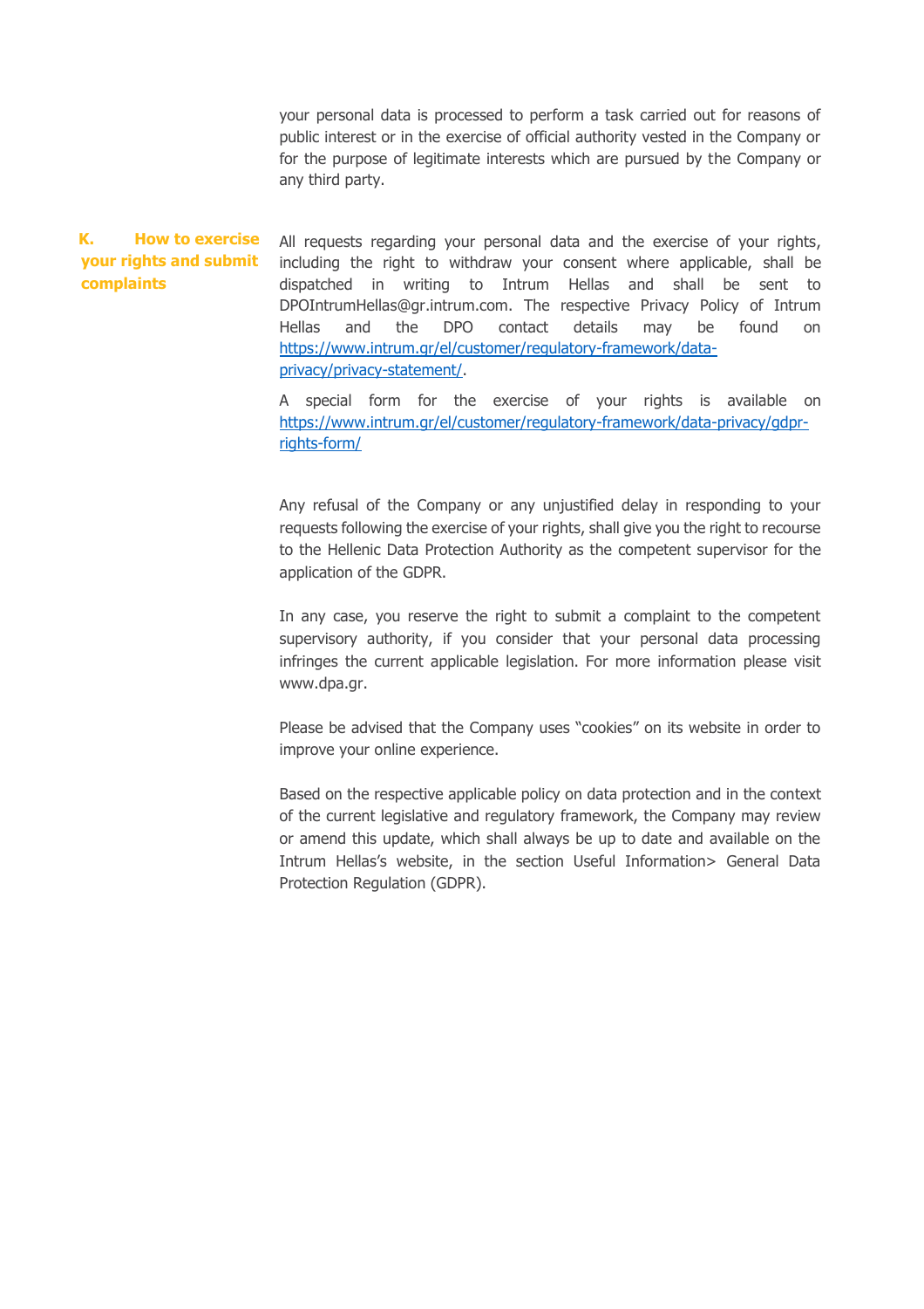your personal data is processed to perform a task carried out for reasons of public interest or in the exercise of official authority vested in the Company or for the purpose of legitimate interests which are pursued by the Company or any third party.

## K. How to exercise your rights and submit complaints

All requests regarding your personal data and the exercise of your rights, including the right to withdraw your consent where applicable, shall be dispatched in writing to Intrum Hellas and shall be sent to DPOIntrumHellas@gr.intrum.com. The respective Privacy Policy of Intrum Hellas and the DPO contact details may be found on [https://www.intrum.gr/el/customer/regulatory-framework/data-privacy/privacy-statement/](https://www.intrum.gr/el/customer/regulatory-framework/data-privacy/privacy-statement/).

A special form for the exercise of your rights is available on [https://www.intrum.gr/el/customer/regulatory-framework/data-privacy/gdpr-rights-form/](https://www.intrum.gr/el/customer/regulatory-framework/data-privacy/gdpr-rights-form/)

Any refusal of the Company or any unjustified delay in responding to your requests following the exercise of your rights, shall give you the right to recourse to the Hellenic Data Protection Authority as the competent supervisor for the application of the GDPR.

In any case, you reserve the right to submit a complaint to the competent supervisory authority, if you consider that your personal data processing infringes the current applicable legislation. For more information please visit www.dpa.gr.

Please be advised that the Company uses “cookies” on its website in order to improve your online experience.

Based on the respective applicable policy on data protection and in the context of the current legislative and regulatory framework, the Company may review or amend this update, which shall always be up to date and available on the Intrum Hellas’s website, in the section Useful Information> General Data Protection Regulation (GDPR).